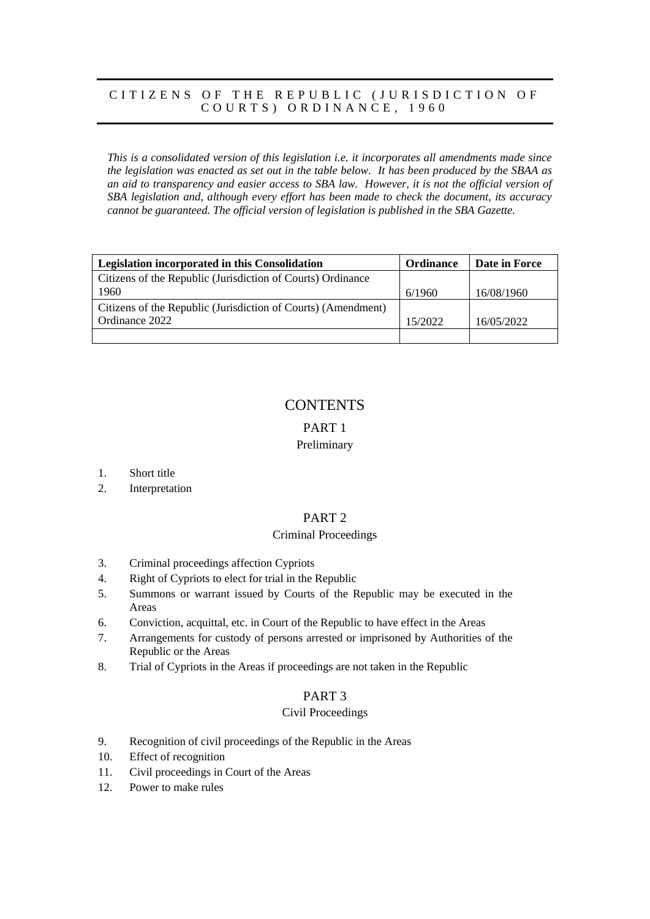# CITIZENS OF THE REPUBLIC (JURISDICTION OF COURTS) ORDINANCE, 1960

*This is a consolidated version of this legislation i.e. it incorporates all amendments made since the legislation was enacted as set out in the table below. It has been produced by the SBAA as an aid to transparency and easier access to SBA law. However, it is not the official version of SBA legislation and, although every effort has been made to check the document, its accuracy cannot be guaranteed. The official version of legislation is published in the SBA Gazette.*

| Legislation incorporated in this Consolidation | Ordinance | Date in Force |
|---|---|---|
| Citizens of the Republic (Jurisdiction of Courts) Ordinance 1960 | 6/1960 | 16/08/1960 |
| Citizens of the Republic (Jurisdiction of Courts) (Amendment) Ordinance 2022 | 15/2022 | 16/05/2022 |
| | | |

## CONTENTS

### PART 1

#### Preliminary

1. Short title
2. Interpretation

### PART 2

#### Criminal Proceedings

3. Criminal proceedings affection Cypriots
4. Right of Cypriots to elect for trial in the Republic
5. Summons or warrant issued by Courts of the Republic may be executed in the Areas
6. Conviction, acquittal, etc. in Court of the Republic to have effect in the Areas
7. Arrangements for custody of persons arrested or imprisoned by Authorities of the Republic or the Areas
8. Trial of Cypriots in the Areas if proceedings are not taken in the Republic

### PART 3

#### Civil Proceedings

9. Recognition of civil proceedings of the Republic in the Areas
10. Effect of recognition
11. Civil proceedings in Court of the Areas
12. Power to make rules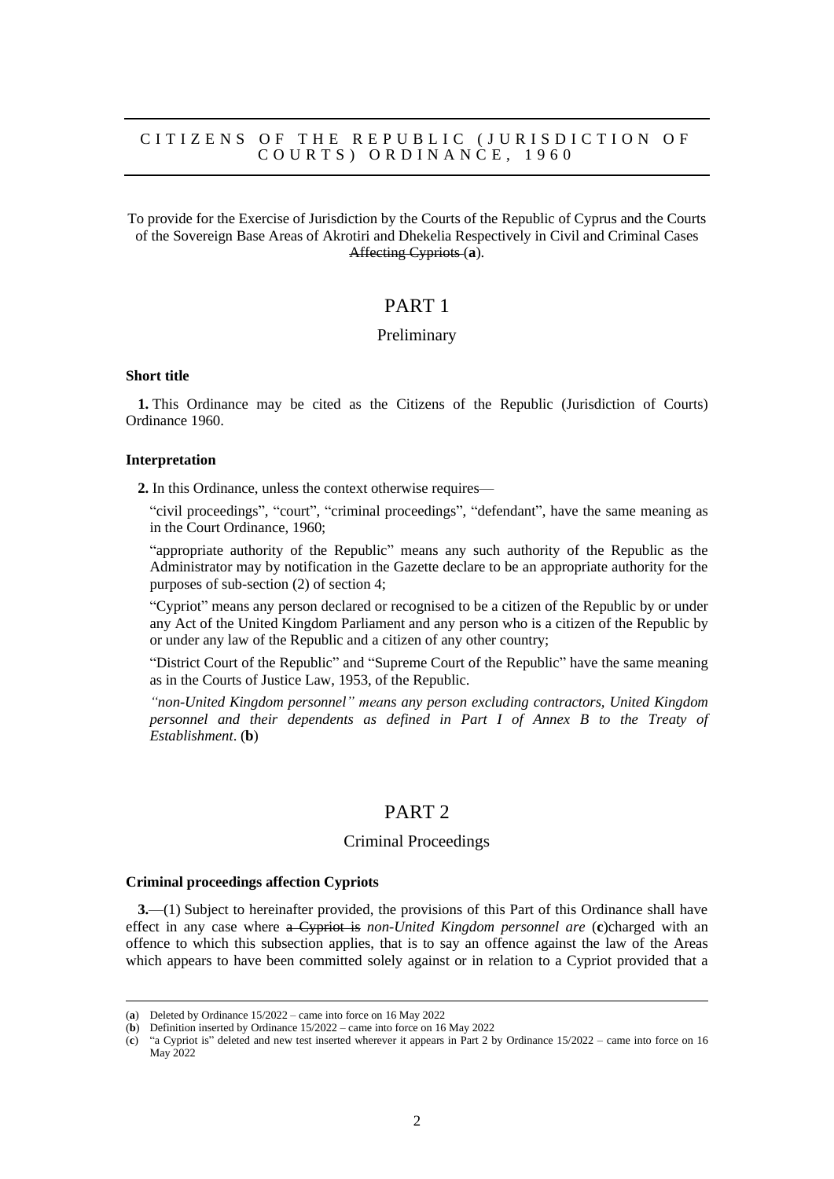# CITIZENS OF THE REPUBLIC (JURISDICTION OF COURTS) ORDINANCE, 1960

To provide for the Exercise of Jurisdiction by the Courts of the Republic of Cyprus and the Courts of the Sovereign Base Areas of Akrotiri and Dhekelia Respectively in Civil and Criminal Cases ~~Affecting Cypriots~~ (**a**).

## PART 1

### Preliminary

#### Short title

**1.** This Ordinance may be cited as the Citizens of the Republic (Jurisdiction of Courts) Ordinance 1960.

#### Interpretation

**2.** In this Ordinance, unless the context otherwise requires—

"civil proceedings", "court", "criminal proceedings", "defendant", have the same meaning as in the Court Ordinance, 1960;

"appropriate authority of the Republic" means any such authority of the Republic as the Administrator may by notification in the Gazette declare to be an appropriate authority for the purposes of sub-section (2) of section 4;

"Cypriot" means any person declared or recognised to be a citizen of the Republic by or under any Act of the United Kingdom Parliament and any person who is a citizen of the Republic by or under any law of the Republic and a citizen of any other country;

"District Court of the Republic" and "Supreme Court of the Republic" have the same meaning as in the Courts of Justice Law, 1953, of the Republic.

*"non-United Kingdom personnel" means any person excluding contractors, United Kingdom personnel and their dependents as defined in Part I of Annex B to the Treaty of Establishment*. (**b**)

## PART 2

### Criminal Proceedings

#### Criminal proceedings affection Cypriots

**3.**—(1) Subject to hereinafter provided, the provisions of this Part of this Ordinance shall have effect in any case where ~~a Cypriot is~~ *non-United Kingdom personnel are* (**c**)charged with an offence to which this subsection applies, that is to say an offence against the law of the Areas which appears to have been committed solely against or in relation to a Cypriot provided that a

---

(**a**) Deleted by Ordinance 15/2022 – came into force on 16 May 2022

(**b**) Definition inserted by Ordinance 15/2022 – came into force on 16 May 2022

(**c**) "a Cypriot is" deleted and new test inserted wherever it appears in Part 2 by Ordinance 15/2022 – came into force on 16 May 2022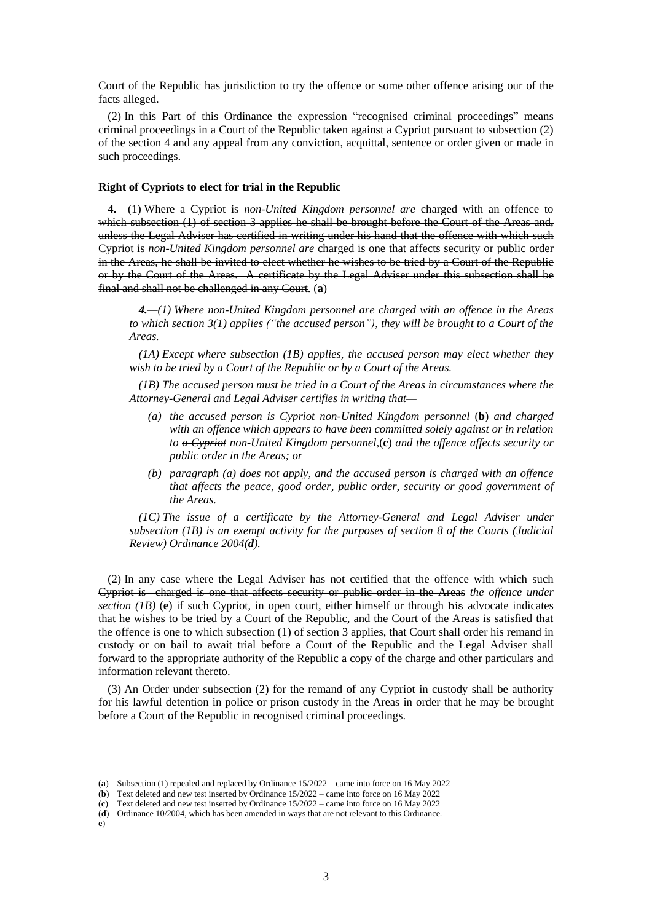Court of the Republic has jurisdiction to try the offence or some other offence arising our of the facts alleged.

(2) In this Part of this Ordinance the expression "recognised criminal proceedings" means criminal proceedings in a Court of the Republic taken against a Cypriot pursuant to subsection (2) of the section 4 and any appeal from any conviction, acquittal, sentence or order given or made in such proceedings.

**Right of Cypriots to elect for trial in the Republic**

~~**4.**—(1) Where a Cypriot is *non-United Kingdom personnel are* charged with an offence to which subsection (1) of section 3 applies he shall be brought before the Court of the Areas and, unless the Legal Adviser has certified in writing under his hand that the offence with which such Cypriot is *non-United Kingdom personnel are* charged is one that affects security or public order in the Areas, he shall be invited to elect whether he wishes to be tried by a Court of the Republic or by the Court of the Areas. A certificate by the Legal Adviser under this subsection shall be final and shall not be challenged in any Court.~~ (**a**)

> ***4.***—*(1) Where non-United Kingdom personnel are charged with an offence in the Areas to which section 3(1) applies ("the accused person"), they will be brought to a Court of the Areas.*
>
> *(1A) Except where subsection (1B) applies, the accused person may elect whether they wish to be tried by a Court of the Republic or by a Court of the Areas.*
>
> *(1B) The accused person must be tried in a Court of the Areas in circumstances where the Attorney-General and Legal Adviser certifies in writing that—*
>
> - *(a) the accused person is ~~Cypriot~~ non-United Kingdom personnel* (**b**) *and charged with an offence which appears to have been committed solely against or in relation to ~~a Cypriot~~ non-United Kingdom personnel,*(**c**) *and the offence affects security or public order in the Areas; or*
> - *(b) paragraph (a) does not apply, and the accused person is charged with an offence that affects the peace, good order, public order, security or good government of the Areas.*
>
> *(1C) The issue of a certificate by the Attorney-General and Legal Adviser under subsection (1B) is an exempt activity for the purposes of section 8 of the Courts (Judicial Review) Ordinance 2004(**d**).*

(2) In any case where the Legal Adviser has not certified ~~that the offence with which such Cypriot is charged is one that affects security or public order in the Areas~~ *the offence under section (1B)* (**e**) if such Cypriot, in open court, either himself or through his advocate indicates that he wishes to be tried by a Court of the Republic, and the Court of the Areas is satisfied that the offence is one to which subsection (1) of section 3 applies, that Court shall order his remand in custody or on bail to await trial before a Court of the Republic and the Legal Adviser shall forward to the appropriate authority of the Republic a copy of the charge and other particulars and information relevant thereto.

(3) An Order under subsection (2) for the remand of any Cypriot in custody shall be authority for his lawful detention in police or prison custody in the Areas in order that he may be brought before a Court of the Republic in recognised criminal proceedings.

---

(**a**) Subsection (1) repealed and replaced by Ordinance 15/2022 – came into force on 16 May 2022

(**b**) Text deleted and new test inserted by Ordinance 15/2022 – came into force on 16 May 2022

(**c**) Text deleted and new test inserted by Ordinance 15/2022 – came into force on 16 May 2022

(**d**) Ordinance 10/2004, which has been amended in ways that are not relevant to this Ordinance.

**e**)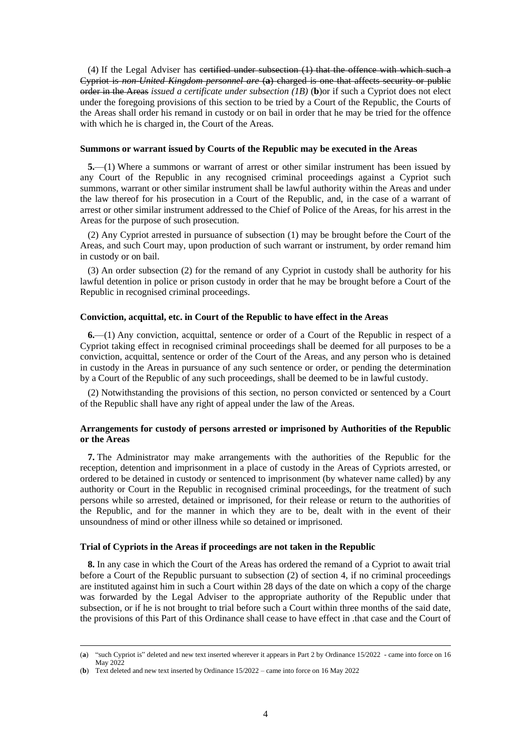(4) If the Legal Adviser has ~~certified under subsection (1) that the offence with which such a Cypriot is~~ *non-United Kingdom personnel are* (**a**) ~~charged is one that affects security or public order in the Areas~~ *issued a certificate under subsection (1B)* (**b**)or if such a Cypriot does not elect under the foregoing provisions of this section to be tried by a Court of the Republic, the Courts of the Areas shall order his remand in custody or on bail in order that he may be tried for the offence with which he is charged in, the Court of the Areas.

#### Summons or warrant issued by Courts of the Republic may be executed in the Areas

**5.**—(1) Where a summons or warrant of arrest or other similar instrument has been issued by any Court of the Republic in any recognised criminal proceedings against a Cypriot such summons, warrant or other similar instrument shall be lawful authority within the Areas and under the law thereof for his prosecution in a Court of the Republic, and, in the case of a warrant of arrest or other similar instrument addressed to the Chief of Police of the Areas, for his arrest in the Areas for the purpose of such prosecution.

(2) Any Cypriot arrested in pursuance of subsection (1) may be brought before the Court of the Areas, and such Court may, upon production of such warrant or instrument, by order remand him in custody or on bail.

(3) An order subsection (2) for the remand of any Cypriot in custody shall be authority for his lawful detention in police or prison custody in order that he may be brought before a Court of the Republic in recognised criminal proceedings.

#### Conviction, acquittal, etc. in Court of the Republic to have effect in the Areas

**6.**—(1) Any conviction, acquittal, sentence or order of a Court of the Republic in respect of a Cypriot taking effect in recognised criminal proceedings shall be deemed for all purposes to be a conviction, acquittal, sentence or order of the Court of the Areas, and any person who is detained in custody in the Areas in pursuance of any such sentence or order, or pending the determination by a Court of the Republic of any such proceedings, shall be deemed to be in lawful custody.

(2) Notwithstanding the provisions of this section, no person convicted or sentenced by a Court of the Republic shall have any right of appeal under the law of the Areas.

#### Arrangements for custody of persons arrested or imprisoned by Authorities of the Republic or the Areas

**7.** The Administrator may make arrangements with the authorities of the Republic for the reception, detention and imprisonment in a place of custody in the Areas of Cypriots arrested, or ordered to be detained in custody or sentenced to imprisonment (by whatever name called) by any authority or Court in the Republic in recognised criminal proceedings, for the treatment of such persons while so arrested, detained or imprisoned, for their release or return to the authorities of the Republic, and for the manner in which they are to be, dealt with in the event of their unsoundness of mind or other illness while so detained or imprisoned.

#### Trial of Cypriots in the Areas if proceedings are not taken in the Republic

**8.** In any case in which the Court of the Areas has ordered the remand of a Cypriot to await trial before a Court of the Republic pursuant to subsection (2) of section 4, if no criminal proceedings are instituted against him in such a Court within 28 days of the date on which a copy of the charge was forwarded by the Legal Adviser to the appropriate authority of the Republic under that subsection, or if he is not brought to trial before such a Court within three months of the said date, the provisions of this Part of this Ordinance shall cease to have effect in .that case and the Court of

---

(**a**) "such Cypriot is" deleted and new text inserted wherever it appears in Part 2 by Ordinance 15/2022 - came into force on 16 May 2022

(**b**) Text deleted and new text inserted by Ordinance 15/2022 – came into force on 16 May 2022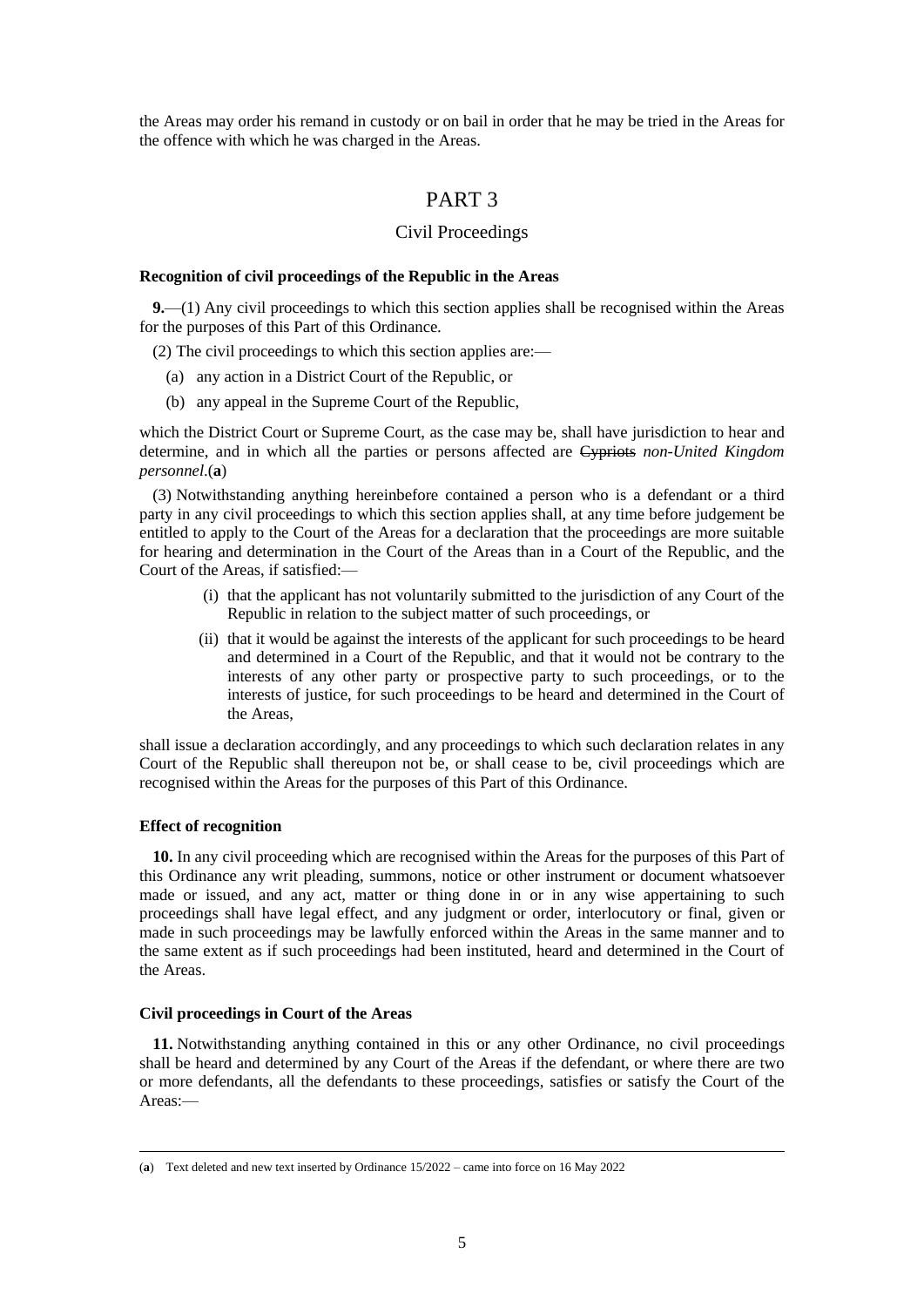the Areas may order his remand in custody or on bail in order that he may be tried in the Areas for the offence with which he was charged in the Areas.

# PART 3

## Civil Proceedings

**Recognition of civil proceedings of the Republic in the Areas**

**9.**—(1) Any civil proceedings to which this section applies shall be recognised within the Areas for the purposes of this Part of this Ordinance.

(2) The civil proceedings to which this section applies are:—

(a) any action in a District Court of the Republic, or

(b) any appeal in the Supreme Court of the Republic,

which the District Court or Supreme Court, as the case may be, shall have jurisdiction to hear and determine, and in which all the parties or persons affected are ~~Cypriots~~ *non-United Kingdom personnel*.(**a**)

(3) Notwithstanding anything hereinbefore contained a person who is a defendant or a third party in any civil proceedings to which this section applies shall, at any time before judgement be entitled to apply to the Court of the Areas for a declaration that the proceedings are more suitable for hearing and determination in the Court of the Areas than in a Court of the Republic, and the Court of the Areas, if satisfied:—

(i) that the applicant has not voluntarily submitted to the jurisdiction of any Court of the Republic in relation to the subject matter of such proceedings, or

(ii) that it would be against the interests of the applicant for such proceedings to be heard and determined in a Court of the Republic, and that it would not be contrary to the interests of any other party or prospective party to such proceedings, or to the interests of justice, for such proceedings to be heard and determined in the Court of the Areas,

shall issue a declaration accordingly, and any proceedings to which such declaration relates in any Court of the Republic shall thereupon not be, or shall cease to be, civil proceedings which are recognised within the Areas for the purposes of this Part of this Ordinance.

**Effect of recognition**

**10.** In any civil proceeding which are recognised within the Areas for the purposes of this Part of this Ordinance any writ pleading, summons, notice or other instrument or document whatsoever made or issued, and any act, matter or thing done in or in any wise appertaining to such proceedings shall have legal effect, and any judgment or order, interlocutory or final, given or made in such proceedings may be lawfully enforced within the Areas in the same manner and to the same extent as if such proceedings had been instituted, heard and determined in the Court of the Areas.

**Civil proceedings in Court of the Areas**

**11.** Notwithstanding anything contained in this or any other Ordinance, no civil proceedings shall be heard and determined by any Court of the Areas if the defendant, or where there are two or more defendants, all the defendants to these proceedings, satisfies or satisfy the Court of the Areas:—

---

(**a**) Text deleted and new text inserted by Ordinance 15/2022 – came into force on 16 May 2022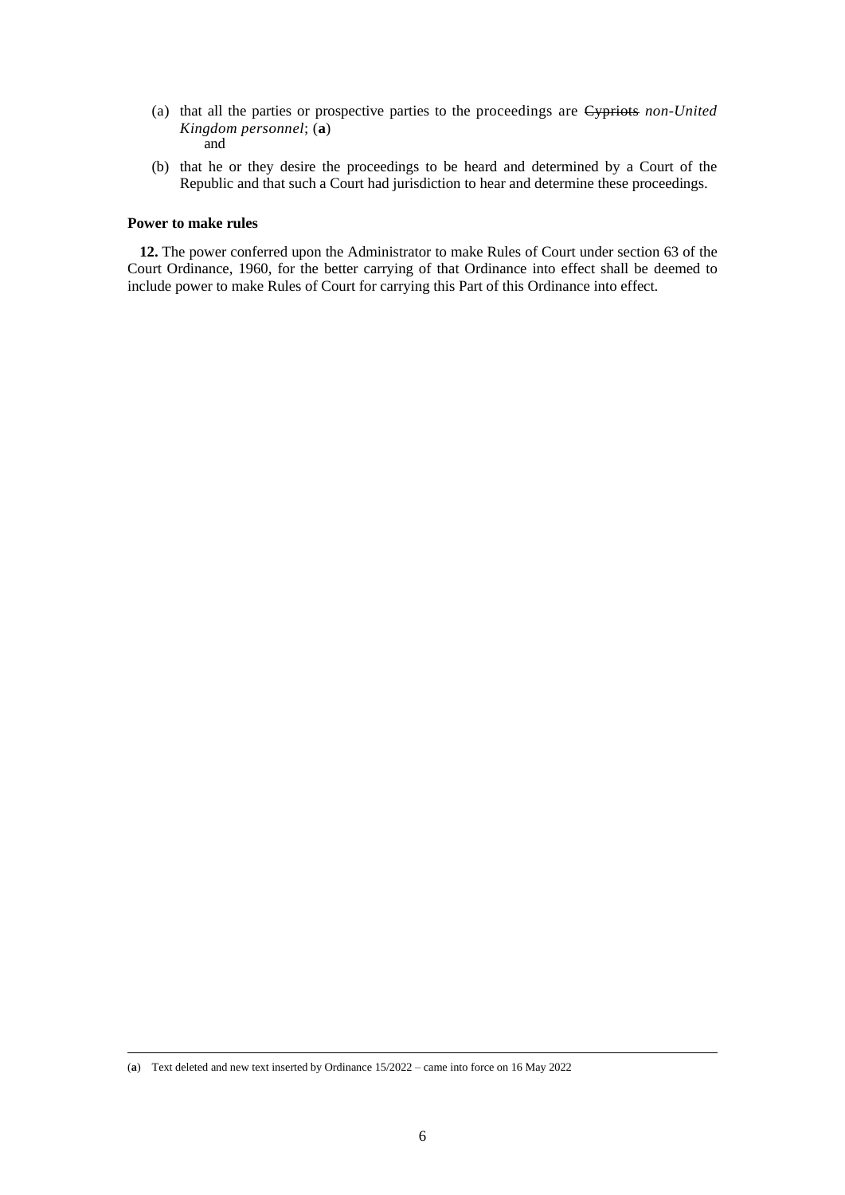(a) that all the parties or prospective parties to the proceedings are ~~Cypriots~~ *non-United Kingdom personnel*; (**a**)
    and

(b) that he or they desire the proceedings to be heard and determined by a Court of the Republic and that such a Court had jurisdiction to hear and determine these proceedings.

**Power to make rules**

**12.** The power conferred upon the Administrator to make Rules of Court under section 63 of the Court Ordinance, 1960, for the better carrying of that Ordinance into effect shall be deemed to include power to make Rules of Court for carrying this Part of this Ordinance into effect.

---

(**a**) Text deleted and new text inserted by Ordinance 15/2022 – came into force on 16 May 2022